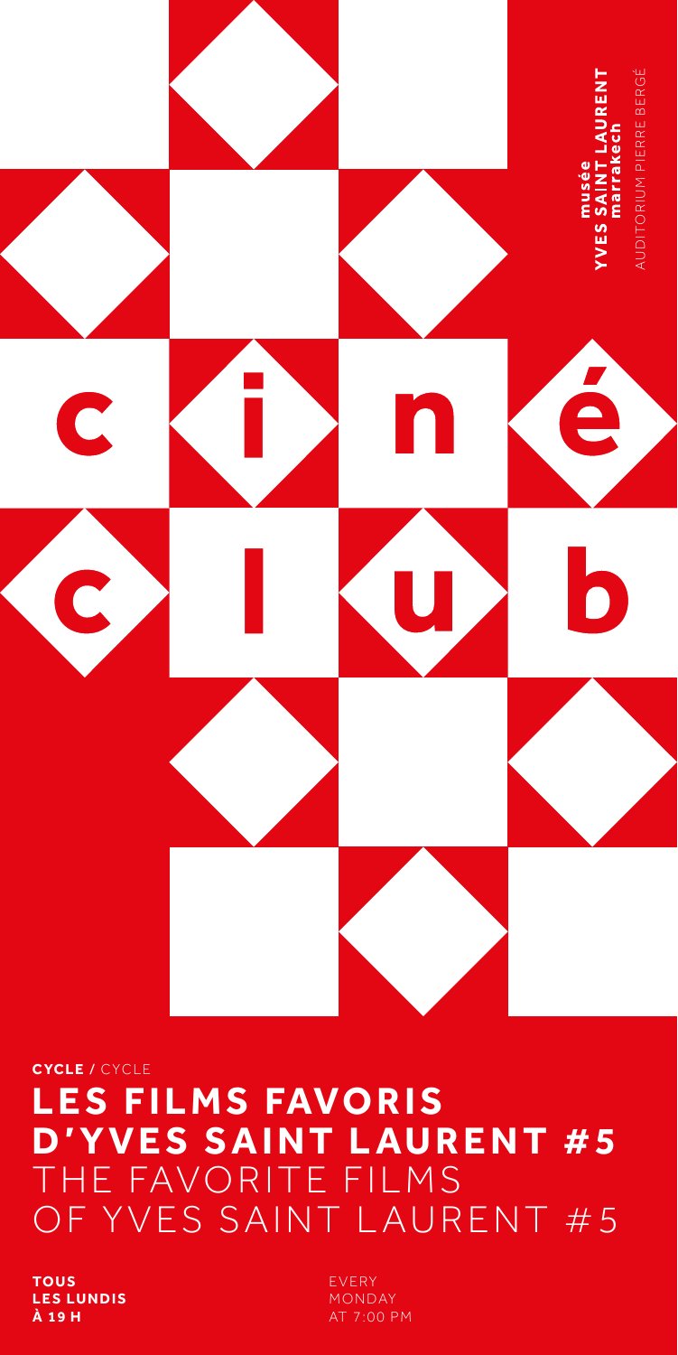musée
**YVES SAINT LAURENT**
**marrakech**
AUDITORIUM PIERRE BERGÉ

# ciné club

**CYCLE** / CYCLE

## LES FILMS FAVORIS D'YVES SAINT LAURENT #5
THE FAVORITE FILMS OF YVES SAINT LAURENT #5

**TOUS LES LUNDIS À 19 H**

EVERY MONDAY AT 7:00 PM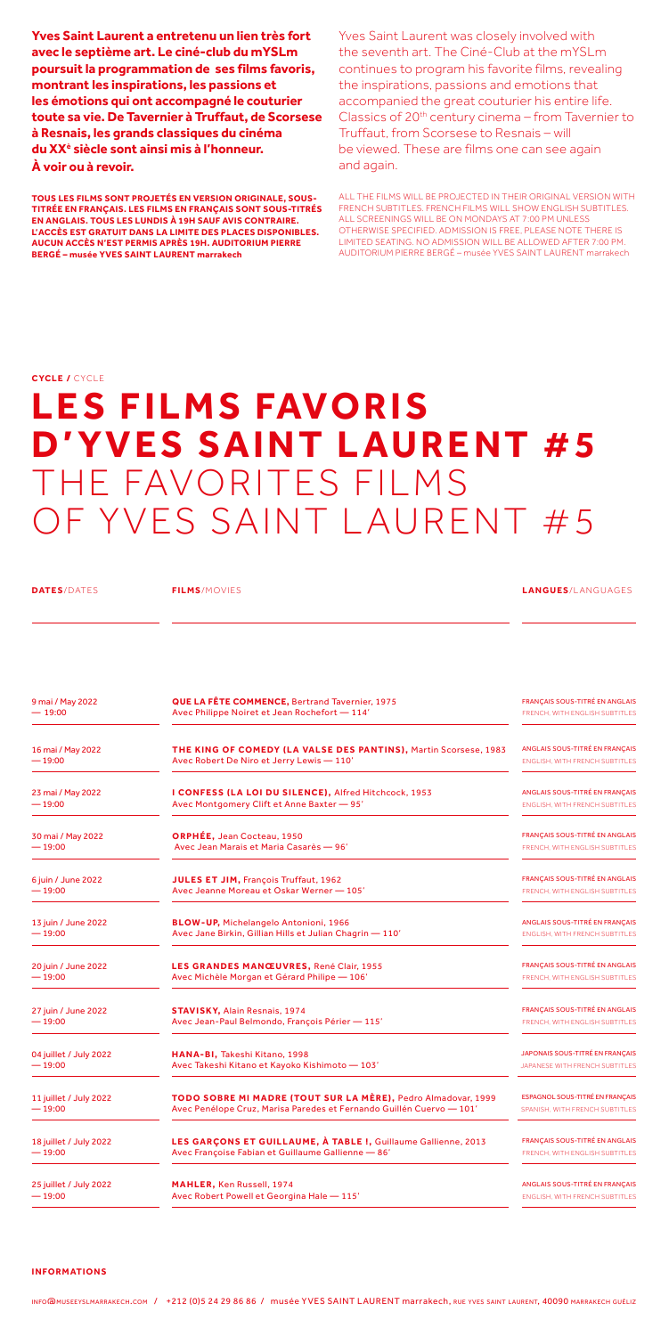**Yves Saint Laurent a entretenu un lien très fort avec le septième art. Le ciné-club du mYSLm poursuit la programmation de ses films favoris, montrant les inspirations, les passions et les émotions qui ont accompagné le couturier toute sa vie. De Tavernier à Truffaut, de Scorsese à Resnais, les grands classiques du cinéma du XX$^{e}$ siècle sont ainsi mis à l'honneur. À voir ou à revoir.**

**TOUS LES FILMS SONT PROJETÉS EN VERSION ORIGINALE, SOUS-TITRÉE EN FRANÇAIS. LES FILMS EN FRANÇAIS SONT SOUS-TITRÉS EN ANGLAIS. TOUS LES LUNDIS À 19H SAUF AVIS CONTRAIRE. L'ACCÈS EST GRATUIT DANS LA LIMITE DES PLACES DISPONIBLES. AUCUN ACCÈS N'EST PERMIS APRÈS 19H. AUDITORIUM PIERRE BERGÉ – musée YVES SAINT LAURENT marrakech**

Yves Saint Laurent was closely involved with the seventh art. The Ciné-Club at the mYSLm continues to program his favorite films, revealing the inspirations, passions and emotions that accompanied the great couturier his entire life. Classics of 20$^{th}$ century cinema – from Tavernier to Truffaut, from Scorsese to Resnais – will be viewed. These are films one can see again and again.

ALL THE FILMS WILL BE PROJECTED IN THEIR ORIGINAL VERSION WITH FRENCH SUBTITLES. FRENCH FILMS WILL SHOW ENGLISH SUBTITLES. ALL SCREENINGS WILL BE ON MONDAYS AT 7:00 PM UNLESS OTHERWISE SPECIFIED. ADMISSION IS FREE. PLEASE NOTE THERE IS LIMITED SEATING. NO ADMISSION WILL BE ALLOWED AFTER 7:00 PM. AUDITORIUM PIERRE BERGÉ – musée YVES SAINT LAURENT marrakech

**CYCLE /** CYCLE

# LES FILMS FAVORIS D'YVES SAINT LAURENT #5
# THE FAVORITES FILMS OF YVES SAINT LAURENT #5

| **DATES**/DATES | **FILMS**/MOVIES | **LANGUES**/LANGUAGES |
|---|---|---|
| 9 mai / May 2022 — 19:00 | **QUE LA FÊTE COMMENCE,** Bertrand Tavernier, 1975<br>Avec Philippe Noiret et Jean Rochefort — 114' | FRANÇAIS SOUS-TITRÉ EN ANGLAIS<br>FRENCH, WITH ENGLISH SUBTITLES |
| 16 mai / May 2022 — 19:00 | **THE KING OF COMEDY (LA VALSE DES PANTINS),** Martin Scorsese, 1983<br>Avec Robert De Niro et Jerry Lewis — 110' | ANGLAIS SOUS-TITRÉ EN FRANÇAIS<br>ENGLISH, WITH FRENCH SUBTITLES |
| 23 mai / May 2022 — 19:00 | **I CONFESS (LA LOI DU SILENCE),** Alfred Hitchcock, 1953<br>Avec Montgomery Clift et Anne Baxter — 95' | ANGLAIS SOUS-TITRÉ EN FRANÇAIS<br>ENGLISH, WITH FRENCH SUBTITLES |
| 30 mai / May 2022 — 19:00 | **ORPHÉE,** Jean Cocteau, 1950<br>Avec Jean Marais et Maria Casarès — 96' | FRANÇAIS SOUS-TITRÉ EN ANGLAIS<br>FRENCH, WITH ENGLISH SUBTITLES |
| 6 juin / June 2022 — 19:00 | **JULES ET JIM,** François Truffaut, 1962<br>Avec Jeanne Moreau et Oskar Werner — 105' | FRANÇAIS SOUS-TITRÉ EN ANGLAIS<br>FRENCH, WITH ENGLISH SUBTITLES |
| 13 juin / June 2022 — 19:00 | **BLOW-UP,** Michelangelo Antonioni, 1966<br>Avec Jane Birkin, Gillian Hills et Julian Chagrin — 110' | ANGLAIS SOUS-TITRÉ EN FRANÇAIS<br>ENGLISH, WITH FRENCH SUBTITLES |
| 20 juin / June 2022 — 19:00 | **LES GRANDES MANŒUVRES,** René Clair, 1955<br>Avec Michèle Morgan et Gérard Philipe — 106' | FRANÇAIS SOUS-TITRÉ EN ANGLAIS<br>FRENCH, WITH ENGLISH SUBTITLES |
| 27 juin / June 2022 — 19:00 | **STAVISKY,** Alain Resnais, 1974<br>Avec Jean-Paul Belmondo, François Périer — 115' | FRANÇAIS SOUS-TITRÉ EN ANGLAIS<br>FRENCH, WITH ENGLISH SUBTITLES |
| 04 juillet / July 2022 — 19:00 | **HANA-BI,** Takeshi Kitano, 1998<br>Avec Takeshi Kitano et Kayoko Kishimoto — 103' | JAPONAIS SOUS-TITRÉ EN FRANÇAIS<br>JAPANESE WITH FRENCH SUBTITLES |
| 11 juillet / July 2022 — 19:00 | **TODO SOBRE MI MADRE (TOUT SUR LA MÈRE),** Pedro Almadovar, 1999<br>Avec Penélope Cruz, Marisa Paredes et Fernando Guillén Cuervo — 101' | ESPAGNOL SOUS-TITRÉ EN FRANÇAIS<br>SPANISH, WITH FRENCH SUBTITLES |
| 18 juillet / July 2022 — 19:00 | **LES GARÇONS ET GUILLAUME, À TABLE !,** Guillaume Gallienne, 2013<br>Avec Françoise Fabian et Guillaume Gallienne — 86' | FRANÇAIS SOUS-TITRÉ EN ANGLAIS<br>FRENCH, WITH ENGLISH SUBTITLES |
| 25 juillet / July 2022 — 19:00 | **MAHLER,** Ken Russell, 1974<br>Avec Robert Powell et Georgina Hale — 115' | ANGLAIS SOUS-TITRÉ EN FRANÇAIS<br>ENGLISH, WITH FRENCH SUBTITLES |

**INFORMATIONS**

INFO@MUSEEYSLMARRAKECH.COM / +212 (0)5 24 29 86 86 / musée YVES SAINT LAURENT marrakech, RUE YVES SAINT LAURENT, 40090 MARRAKECH GUÉLIZ